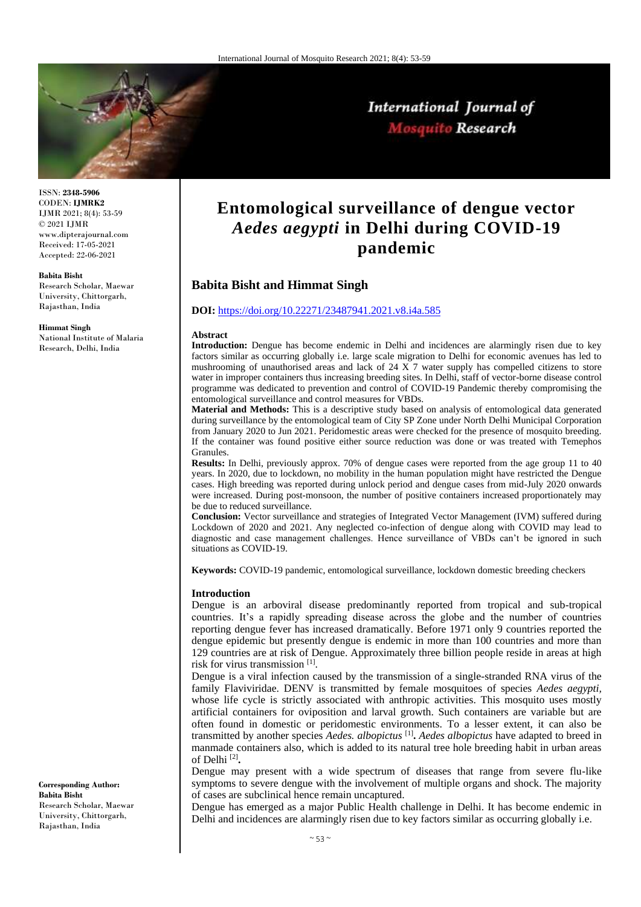ISSN: **2348-5906**
CODEN: **IJMRK2**
IJMR 2021; 8(4): 53-59
© 2021 IJMR
www.dipterajournal.com
Received: 17-05-2021
Accepted: 22-06-2021

**Babita Bisht**
Research Scholar, Maewar University, Chittorgarh, Rajasthan, India

**Himmat Singh**
National Institute of Malaria Research, Delhi, India

**Corresponding Author:**
**Babita Bisht**
Research Scholar, Maewar University, Chittorgarh, Rajasthan, India

# Entomological surveillance of dengue vector *Aedes aegypti* in Delhi during COVID-19 pandemic

## Babita Bisht and Himmat Singh

**DOI:** https://doi.org/10.22271/23487941.2021.v8.i4a.585

### Abstract

**Introduction:** Dengue has become endemic in Delhi and incidences are alarmingly risen due to key factors similar as occurring globally i.e. large scale migration to Delhi for economic avenues has led to mushrooming of unauthorised areas and lack of 24 X 7 water supply has compelled citizens to store water in improper containers thus increasing breeding sites. In Delhi, staff of vector-borne disease control programme was dedicated to prevention and control of COVID-19 Pandemic thereby compromising the entomological surveillance and control measures for VBDs.

**Material and Methods:** This is a descriptive study based on analysis of entomological data generated during surveillance by the entomological team of City SP Zone under North Delhi Municipal Corporation from January 2020 to Jun 2021. Peridomestic areas were checked for the presence of mosquito breeding. If the container was found positive either source reduction was done or was treated with Temephos Granules.

**Results:** In Delhi, previously approx. 70% of dengue cases were reported from the age group 11 to 40 years. In 2020, due to lockdown, no mobility in the human population might have restricted the Dengue cases. High breeding was reported during unlock period and dengue cases from mid-July 2020 onwards were increased. During post-monsoon, the number of positive containers increased proportionately may be due to reduced surveillance.

**Conclusion:** Vector surveillance and strategies of Integrated Vector Management (IVM) suffered during Lockdown of 2020 and 2021. Any neglected co-infection of dengue along with COVID may lead to diagnostic and case management challenges. Hence surveillance of VBDs can't be ignored in such situations as COVID-19.

**Keywords:** COVID-19 pandemic, entomological surveillance, lockdown domestic breeding checkers

### Introduction

Dengue is an arboviral disease predominantly reported from tropical and sub-tropical countries. It's a rapidly spreading disease across the globe and the number of countries reporting dengue fever has increased dramatically. Before 1971 only 9 countries reported the dengue epidemic but presently dengue is endemic in more than 100 countries and more than 129 countries are at risk of Dengue. Approximately three billion people reside in areas at high risk for virus transmission [1].

Dengue is a viral infection caused by the transmission of a single-stranded RNA virus of the family Flaviviridae. DENV is transmitted by female mosquitoes of species *Aedes aegypti*, whose life cycle is strictly associated with anthropic activities. This mosquito uses mostly artificial containers for oviposition and larval growth. Such containers are variable but are often found in domestic or peridomestic environments. To a lesser extent, it can also be transmitted by another species *Aedes. albopictus* [1]**.** *Aedes albopictus* have adapted to breed in manmade containers also, which is added to its natural tree hole breeding habit in urban areas of Delhi [2]**.**

Dengue may present with a wide spectrum of diseases that range from severe flu-like symptoms to severe dengue with the involvement of multiple organs and shock. The majority of cases are subclinical hence remain uncaptured.

Dengue has emerged as a major Public Health challenge in Delhi. It has become endemic in Delhi and incidences are alarmingly risen due to key factors similar as occurring globally i.e.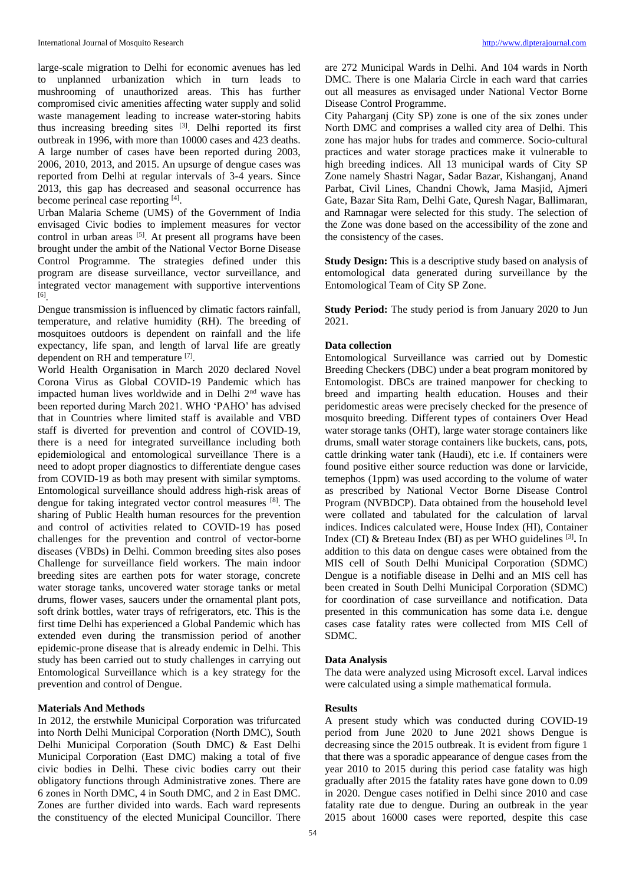large-scale migration to Delhi for economic avenues has led to unplanned urbanization which in turn leads to mushrooming of unauthorized areas. This has further compromised civic amenities affecting water supply and solid waste management leading to increase water-storing habits thus increasing breeding sites [3]. Delhi reported its first outbreak in 1996, with more than 10000 cases and 423 deaths. A large number of cases have been reported during 2003, 2006, 2010, 2013, and 2015. An upsurge of dengue cases was reported from Delhi at regular intervals of 3-4 years. Since 2013, this gap has decreased and seasonal occurrence has become perineal case reporting [4].

Urban Malaria Scheme (UMS) of the Government of India envisaged Civic bodies to implement measures for vector control in urban areas [5]. At present all programs have been brought under the ambit of the National Vector Borne Disease Control Programme. The strategies defined under this program are disease surveillance, vector surveillance, and integrated vector management with supportive interventions [6].

Dengue transmission is influenced by climatic factors rainfall, temperature, and relative humidity (RH). The breeding of mosquitoes outdoors is dependent on rainfall and the life expectancy, life span, and length of larval life are greatly dependent on RH and temperature [7].

World Health Organisation in March 2020 declared Novel Corona Virus as Global COVID-19 Pandemic which has impacted human lives worldwide and in Delhi 2nd wave has been reported during March 2021. WHO 'PAHO' has advised that in Countries where limited staff is available and VBD staff is diverted for prevention and control of COVID-19, there is a need for integrated surveillance including both epidemiological and entomological surveillance There is a need to adopt proper diagnostics to differentiate dengue cases from COVID-19 as both may present with similar symptoms. Entomological surveillance should address high-risk areas of dengue for taking integrated vector control measures [8]. The sharing of Public Health human resources for the prevention and control of activities related to COVID-19 has posed challenges for the prevention and control of vector-borne diseases (VBDs) in Delhi. Common breeding sites also poses Challenge for surveillance field workers. The main indoor breeding sites are earthen pots for water storage, concrete water storage tanks, uncovered water storage tanks or metal drums, flower vases, saucers under the ornamental plant pots, soft drink bottles, water trays of refrigerators, etc. This is the first time Delhi has experienced a Global Pandemic which has extended even during the transmission period of another epidemic-prone disease that is already endemic in Delhi. This study has been carried out to study challenges in carrying out Entomological Surveillance which is a key strategy for the prevention and control of Dengue.

## Materials And Methods

In 2012, the erstwhile Municipal Corporation was trifurcated into North Delhi Municipal Corporation (North DMC), South Delhi Municipal Corporation (South DMC) & East Delhi Municipal Corporation (East DMC) making a total of five civic bodies in Delhi. These civic bodies carry out their obligatory functions through Administrative zones. There are 6 zones in North DMC, 4 in South DMC, and 2 in East DMC. Zones are further divided into wards. Each ward represents the constituency of the elected Municipal Councillor. There are 272 Municipal Wards in Delhi. And 104 wards in North DMC. There is one Malaria Circle in each ward that carries out all measures as envisaged under National Vector Borne Disease Control Programme.

City Paharganj (City SP) zone is one of the six zones under North DMC and comprises a walled city area of Delhi. This zone has major hubs for trades and commerce. Socio-cultural practices and water storage practices make it vulnerable to high breeding indices. All 13 municipal wards of City SP Zone namely Shastri Nagar, Sadar Bazar, Kishanganj, Anand Parbat, Civil Lines, Chandni Chowk, Jama Masjid, Ajmeri Gate, Bazar Sita Ram, Delhi Gate, Quresh Nagar, Ballimaran, and Ramnagar were selected for this study. The selection of the Zone was done based on the accessibility of the zone and the consistency of the cases.

**Study Design:** This is a descriptive study based on analysis of entomological data generated during surveillance by the Entomological Team of City SP Zone.

**Study Period:** The study period is from January 2020 to Jun 2021.

### Data collection

Entomological Surveillance was carried out by Domestic Breeding Checkers (DBC) under a beat program monitored by Entomologist. DBCs are trained manpower for checking to breed and imparting health education. Houses and their peridomestic areas were precisely checked for the presence of mosquito breeding. Different types of containers Over Head water storage tanks (OHT), large water storage containers like drums, small water storage containers like buckets, cans, pots, cattle drinking water tank (Haudi), etc i.e. If containers were found positive either source reduction was done or larvicide, temephos (1ppm) was used according to the volume of water as prescribed by National Vector Borne Disease Control Program (NVBDCP). Data obtained from the household level were collated and tabulated for the calculation of larval indices. Indices calculated were, House Index (HI), Container Index (CI) & Breteau Index (BI) as per WHO guidelines [3]**.** In addition to this data on dengue cases were obtained from the MIS cell of South Delhi Municipal Corporation (SDMC) Dengue is a notifiable disease in Delhi and an MIS cell has been created in South Delhi Municipal Corporation (SDMC) for coordination of case surveillance and notification. Data presented in this communication has some data i.e. dengue cases case fatality rates were collected from MIS Cell of SDMC.

### Data Analysis

The data were analyzed using Microsoft excel. Larval indices were calculated using a simple mathematical formula.

## Results

A present study which was conducted during COVID-19 period from June 2020 to June 2021 shows Dengue is decreasing since the 2015 outbreak. It is evident from figure 1 that there was a sporadic appearance of dengue cases from the year 2010 to 2015 during this period case fatality was high gradually after 2015 the fatality rates have gone down to 0.09 in 2020. Dengue cases notified in Delhi since 2010 and case fatality rate due to dengue. During an outbreak in the year 2015 about 16000 cases were reported, despite this case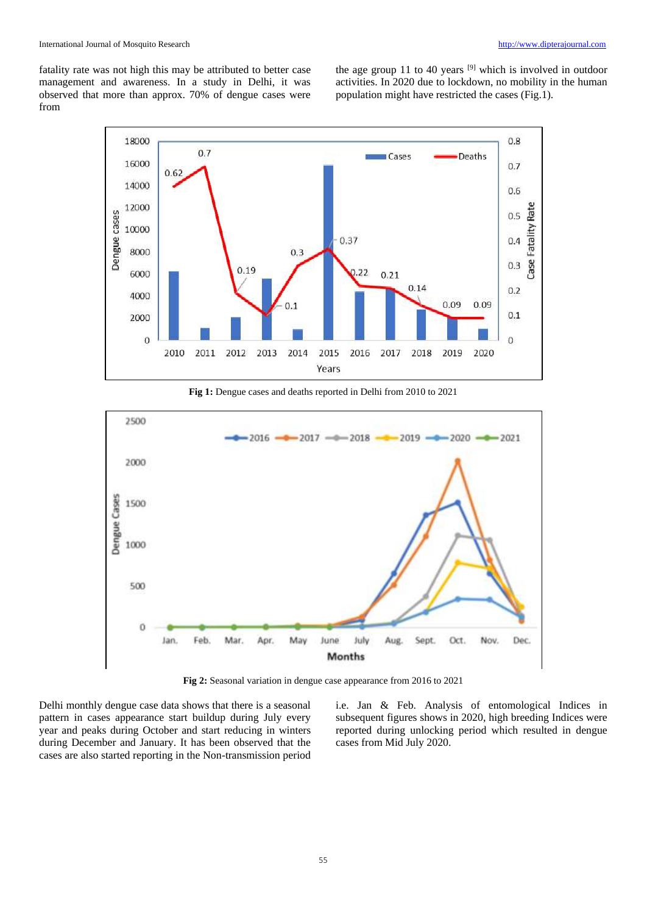fatality rate was not high this may be attributed to better case management and awareness. In a study in Delhi, it was observed that more than approx. 70% of dengue cases were from the age group 11 to 40 years [9] which is involved in outdoor activities. In 2020 due to lockdown, no mobility in the human population might have restricted the cases (Fig.1).

**Fig 1:** Dengue cases and deaths reported in Delhi from 2010 to 2021

**Fig 2:** Seasonal variation in dengue case appearance from 2016 to 2021

Delhi monthly dengue case data shows that there is a seasonal pattern in cases appearance start buildup during July every year and peaks during October and start reducing in winters during December and January. It has been observed that the cases are also started reporting in the Non-transmission period i.e. Jan & Feb. Analysis of entomological Indices in subsequent figures shows in 2020, high breeding Indices were reported during unlocking period which resulted in dengue cases from Mid July 2020.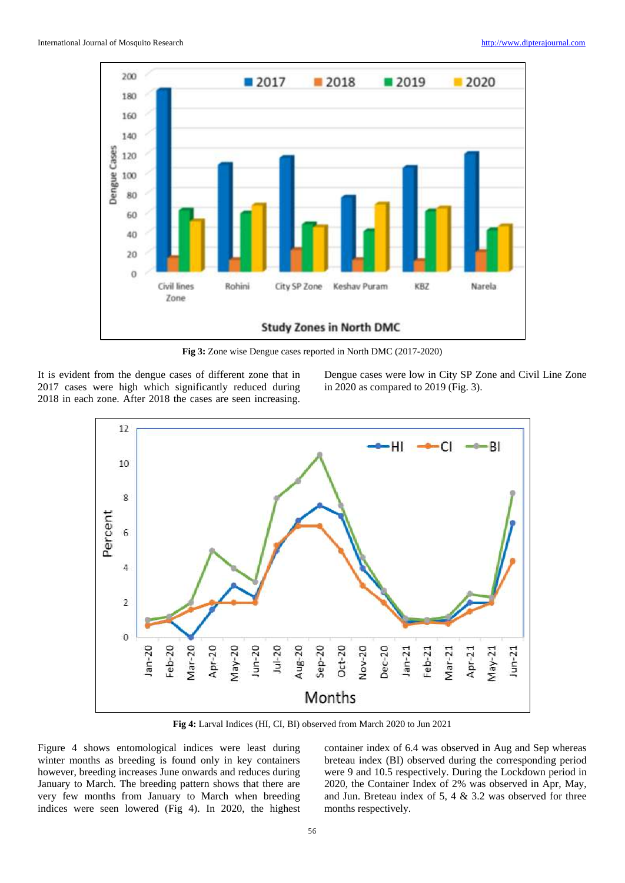**Fig 3:** Zone wise Dengue cases reported in North DMC (2017-2020)

It is evident from the dengue cases of different zone that in 2017 cases were high which significantly reduced during 2018 in each zone. After 2018 the cases are seen increasing. Dengue cases were low in City SP Zone and Civil Line Zone in 2020 as compared to 2019 (Fig. 3).

**Fig 4:** Larval Indices (HI, CI, BI) observed from March 2020 to Jun 2021

Figure 4 shows entomological indices were least during winter months as breeding is found only in key containers however, breeding increases June onwards and reduces during January to March. The breeding pattern shows that there are very few months from January to March when breeding indices were seen lowered (Fig 4). In 2020, the highest container index of 6.4 was observed in Aug and Sep whereas breteau index (BI) observed during the corresponding period were 9 and 10.5 respectively. During the Lockdown period in 2020, the Container Index of 2% was observed in Apr, May, and Jun. Breteau index of 5, 4 & 3.2 was observed for three months respectively.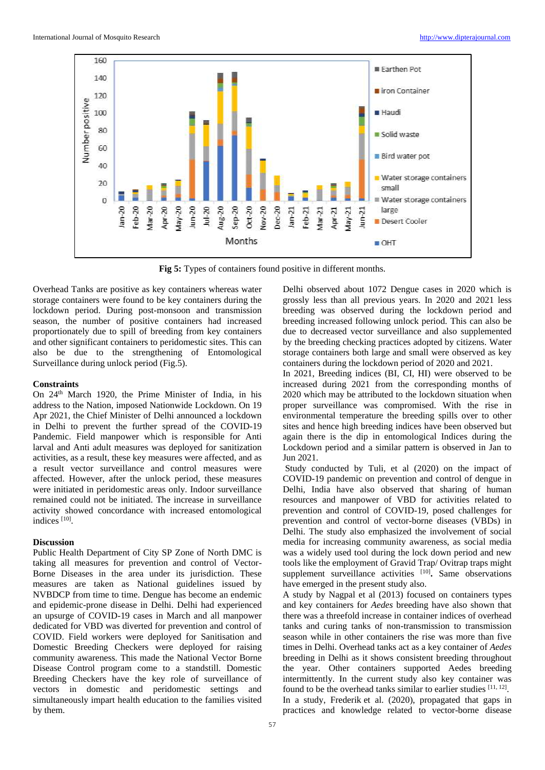Fig 5: Types of containers found positive in different months.

Overhead Tanks are positive as key containers whereas water storage containers were found to be key containers during the lockdown period. During post-monsoon and transmission season, the number of positive containers had increased proportionately due to spill of breeding from key containers and other significant containers to peridomestic sites. This can also be due to the strengthening of Entomological Surveillance during unlock period (Fig.5).

### Constraints

On 24th March 1920, the Prime Minister of India, in his address to the Nation, imposed Nationwide Lockdown. On 19 Apr 2021, the Chief Minister of Delhi announced a lockdown in Delhi to prevent the further spread of the COVID-19 Pandemic. Field manpower which is responsible for Anti larval and Anti adult measures was deployed for sanitization activities, as a result, these key measures were affected, and as a result vector surveillance and control measures were affected. However, after the unlock period, these measures were initiated in peridomestic areas only. Indoor surveillance remained could not be initiated. The increase in surveillance activity showed concordance with increased entomological indices [10].

### Discussion

Public Health Department of City SP Zone of North DMC is taking all measures for prevention and control of Vector-Borne Diseases in the area under its jurisdiction. These measures are taken as National guidelines issued by NVBDCP from time to time. Dengue has become an endemic and epidemic-prone disease in Delhi. Delhi had experienced an upsurge of COVID-19 cases in March and all manpower dedicated for VBD was diverted for prevention and control of COVID. Field workers were deployed for Sanitisation and Domestic Breeding Checkers were deployed for raising community awareness. This made the National Vector Borne Disease Control program come to a standstill. Domestic Breeding Checkers have the key role of surveillance of vectors in domestic and peridomestic settings and simultaneously impart health education to the families visited by them.

Delhi observed about 1072 Dengue cases in 2020 which is grossly less than all previous years. In 2020 and 2021 less breeding was observed during the lockdown period and breeding increased following unlock period. This can also be due to decreased vector surveillance and also supplemented by the breeding checking practices adopted by citizens. Water storage containers both large and small were observed as key containers during the lockdown period of 2020 and 2021.

In 2021, Breeding indices (BI, CI, HI) were observed to be increased during 2021 from the corresponding months of 2020 which may be attributed to the lockdown situation when proper surveillance was compromised. With the rise in environmental temperature the breeding spills over to other sites and hence high breeding indices have been observed but again there is the dip in entomological Indices during the Lockdown period and a similar pattern is observed in Jan to Jun 2021.

Study conducted by Tuli, et al (2020) on the impact of COVID-19 pandemic on prevention and control of dengue in Delhi, India have also observed that sharing of human resources and manpower of VBD for activities related to prevention and control of COVID-19, posed challenges for prevention and control of vector-borne diseases (VBDs) in Delhi. The study also emphasized the involvement of social media for increasing community awareness, as social media was a widely used tool during the lock down period and new tools like the employment of Gravid Trap/ Ovitrap traps might supplement surveillance activities [10]. Same observations have emerged in the present study also.

A study by Nagpal et al (2013) focused on containers types and key containers for *Aedes* breeding have also shown that there was a threefold increase in container indices of overhead tanks and curing tanks of non-transmission to transmission season while in other containers the rise was more than five times in Delhi. Overhead tanks act as a key container of *Aedes* breeding in Delhi as it shows consistent breeding throughout the year. Other containers supported Aedes breeding intermittently. In the current study also key container was found to be the overhead tanks similar to earlier studies [11, 12].

In a study, Frederik et al. (2020), propagated that gaps in practices and knowledge related to vector-borne disease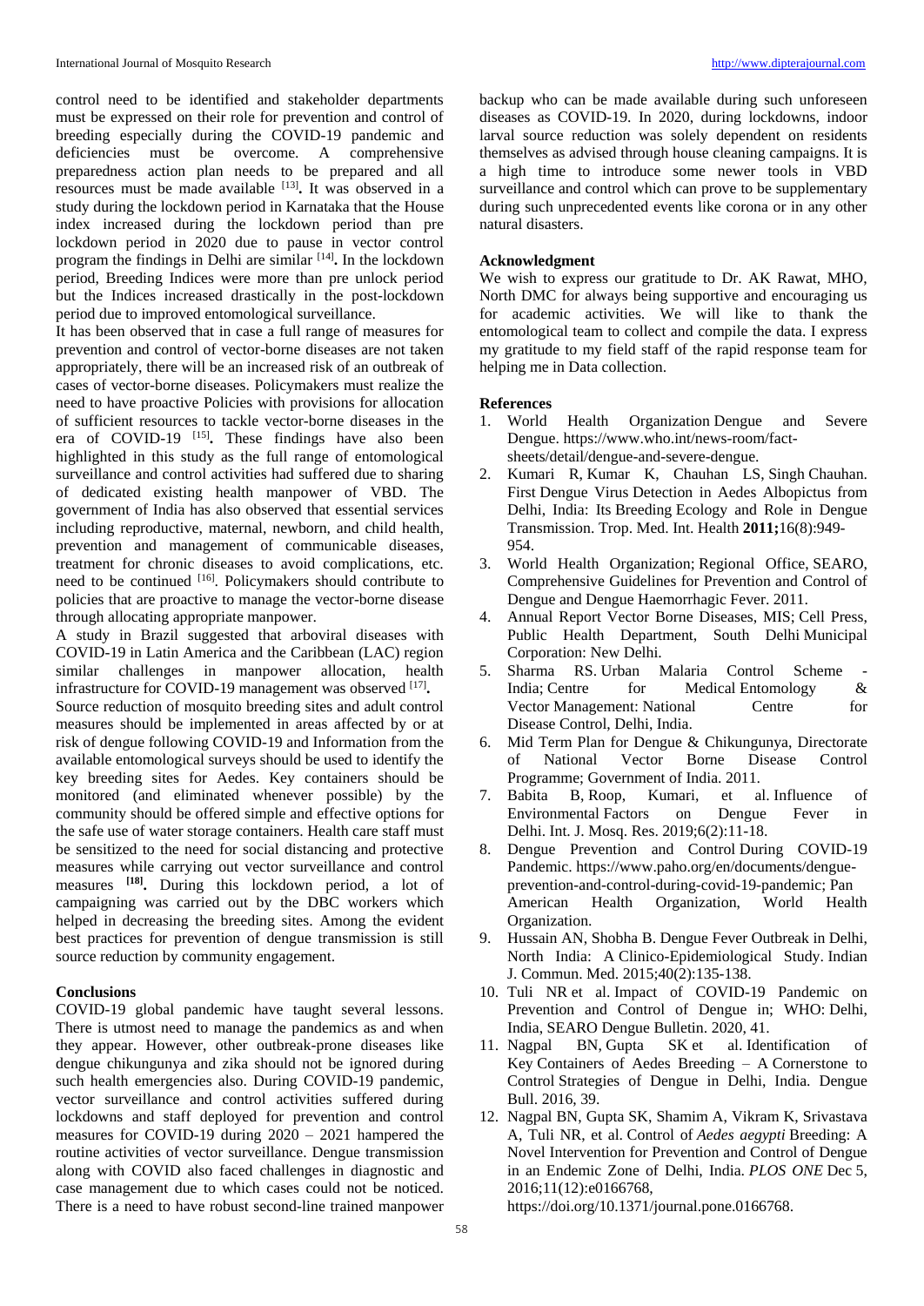control need to be identified and stakeholder departments must be expressed on their role for prevention and control of breeding especially during the COVID-19 pandemic and deficiencies must be overcome. A comprehensive preparedness action plan needs to be prepared and all resources must be made available [13]. It was observed in a study during the lockdown period in Karnataka that the House index increased during the lockdown period than pre lockdown period in 2020 due to pause in vector control program the findings in Delhi are similar [14]. In the lockdown period, Breeding Indices were more than pre unlock period but the Indices increased drastically in the post-lockdown period due to improved entomological surveillance.

It has been observed that in case a full range of measures for prevention and control of vector-borne diseases are not taken appropriately, there will be an increased risk of an outbreak of cases of vector-borne diseases. Policymakers must realize the need to have proactive Policies with provisions for allocation of sufficient resources to tackle vector-borne diseases in the era of COVID-19 [15]. These findings have also been highlighted in this study as the full range of entomological surveillance and control activities had suffered due to sharing of dedicated existing health manpower of VBD. The government of India has also observed that essential services including reproductive, maternal, newborn, and child health, prevention and management of communicable diseases, treatment for chronic diseases to avoid complications, etc. need to be continued [16]. Policymakers should contribute to policies that are proactive to manage the vector-borne disease through allocating appropriate manpower.

A study in Brazil suggested that arboviral diseases with COVID-19 in Latin America and the Caribbean (LAC) region similar challenges in manpower allocation, health infrastructure for COVID-19 management was observed [17].

Source reduction of mosquito breeding sites and adult control measures should be implemented in areas affected by or at risk of dengue following COVID-19 and Information from the available entomological surveys should be used to identify the key breeding sites for Aedes. Key containers should be monitored (and eliminated whenever possible) by the community should be offered simple and effective options for the safe use of water storage containers. Health care staff must be sensitized to the need for social distancing and protective measures while carrying out vector surveillance and control measures [18]. During this lockdown period, a lot of campaigning was carried out by the DBC workers which helped in decreasing the breeding sites. Among the evident best practices for prevention of dengue transmission is still source reduction by community engagement.

## Conclusions

COVID-19 global pandemic have taught several lessons. There is utmost need to manage the pandemics as and when they appear. However, other outbreak-prone diseases like dengue chikungunya and zika should not be ignored during such health emergencies also. During COVID-19 pandemic, vector surveillance and control activities suffered during lockdowns and staff deployed for prevention and control measures for COVID-19 during 2020 – 2021 hampered the routine activities of vector surveillance. Dengue transmission along with COVID also faced challenges in diagnostic and case management due to which cases could not be noticed. There is a need to have robust second-line trained manpower backup who can be made available during such unforeseen diseases as COVID-19. In 2020, during lockdowns, indoor larval source reduction was solely dependent on residents themselves as advised through house cleaning campaigns. It is a high time to introduce some newer tools in VBD surveillance and control which can prove to be supplementary during such unprecedented events like corona or in any other natural disasters.

## Acknowledgment

We wish to express our gratitude to Dr. AK Rawat, MHO, North DMC for always being supportive and encouraging us for academic activities. We will like to thank the entomological team to collect and compile the data. I express my gratitude to my field staff of the rapid response team for helping me in Data collection.

## References

1. World Health Organization Dengue and Severe Dengue. https://www.who.int/news-room/fact-sheets/detail/dengue-and-severe-dengue.
2. Kumari R, Kumar K, Chauhan LS, Singh Chauhan. First Dengue Virus Detection in Aedes Albopictus from Delhi, India: Its Breeding Ecology and Role in Dengue Transmission. Trop. Med. Int. Health **2011;**16(8):949-954.
3. World Health Organization; Regional Office, SEARO, Comprehensive Guidelines for Prevention and Control of Dengue and Dengue Haemorrhagic Fever. 2011.
4. Annual Report Vector Borne Diseases, MIS; Cell Press, Public Health Department, South Delhi Municipal Corporation: New Delhi.
5. Sharma RS. Urban Malaria Control Scheme - India; Centre for Medical Entomology & Vector Management: National Centre for Disease Control, Delhi, India.
6. Mid Term Plan for Dengue & Chikungunya, Directorate of National Vector Borne Disease Control Programme; Government of India. 2011.
7. Babita B, Roop, Kumari, et al. Influence of Environmental Factors on Dengue Fever in Delhi. Int. J. Mosq. Res. 2019;6(2):11-18.
8. Dengue Prevention and Control During COVID-19 Pandemic. https://www.paho.org/en/documents/dengue-prevention-and-control-during-covid-19-pandemic; Pan American Health Organization, World Health Organization.
9. Hussain AN, Shobha B. Dengue Fever Outbreak in Delhi, North India: A Clinico-Epidemiological Study. Indian J. Commun. Med. 2015;40(2):135-138.
10. Tuli NR et al. Impact of COVID-19 Pandemic on Prevention and Control of Dengue in; WHO: Delhi, India, SEARO Dengue Bulletin. 2020, 41.
11. Nagpal BN, Gupta SK et al. Identification of Key Containers of Aedes Breeding – A Cornerstone to Control Strategies of Dengue in Delhi, India. Dengue Bull. 2016, 39.
12. Nagpal BN, Gupta SK, Shamim A, Vikram K, Srivastava A, Tuli NR, et al. Control of *Aedes aegypti* Breeding: A Novel Intervention for Prevention and Control of Dengue in an Endemic Zone of Delhi, India. *PLOS ONE* Dec 5, 2016;11(12):e0166768, https://doi.org/10.1371/journal.pone.0166768.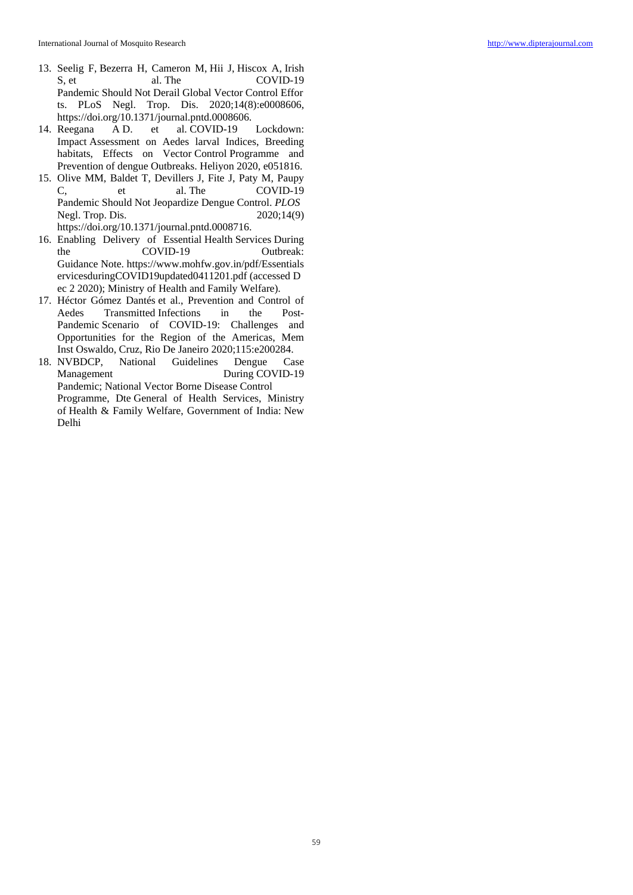13. Seelig F, Bezerra H, Cameron M, Hii J, Hiscox A, Irish S, et al. The COVID-19 Pandemic Should Not Derail Global Vector Control Efforts. PLoS Negl. Trop. Dis. 2020;14(8):e0008606, https://doi.org/10.1371/journal.pntd.0008606.
14. Reegana A D. et al. COVID-19 Lockdown: Impact Assessment on Aedes larval Indices, Breeding habitats, Effects on Vector Control Programme and Prevention of dengue Outbreaks. Heliyon 2020, e051816.
15. Olive MM, Baldet T, Devillers J, Fite J, Paty M, Paupy C, et al. The COVID-19 Pandemic Should Not Jeopardize Dengue Control. *PLOS* Negl. Trop. Dis. 2020;14(9) https://doi.org/10.1371/journal.pntd.0008716.
16. Enabling Delivery of Essential Health Services During the COVID-19 Outbreak: Guidance Note. https://www.mohfw.gov.in/pdf/EssentialservicesduringCOVID19updated0411201.pdf (accessed Dec 2 2020); Ministry of Health and Family Welfare).
17. Héctor Gómez Dantés et al., Prevention and Control of Aedes Transmitted Infections in the Post-Pandemic Scenario of COVID-19: Challenges and Opportunities for the Region of the Americas, Mem Inst Oswaldo, Cruz, Rio De Janeiro 2020;115:e200284.
18. NVBDCP, National Guidelines Dengue Case Management During COVID-19 Pandemic; National Vector Borne Disease Control Programme, Dte General of Health Services, Ministry of Health & Family Welfare, Government of India: New Delhi